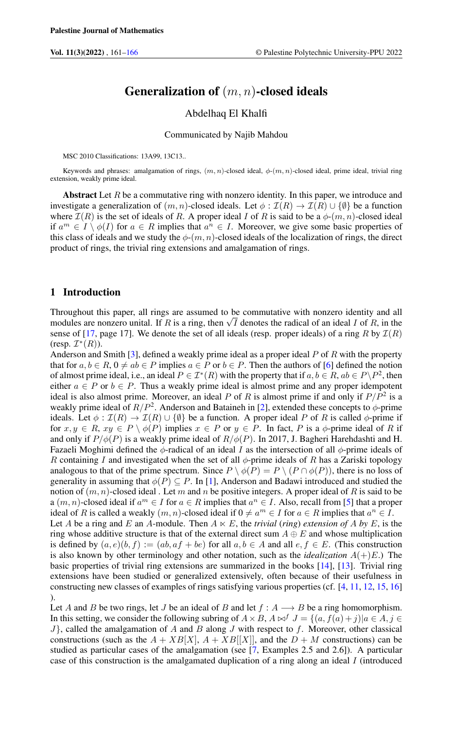# Generalization of $(m, n)$-closed ideals

Abdelhaq El Khalfi

Communicated by Najib Mahdou

MSC 2010 Classifications: 13A99, 13C13..

Keywords and phrases: amalgamation of rings, $(m, n)$-closed ideal, $\phi$-$(m, n)$-closed ideal, prime ideal, trivial ring extension, weakly prime ideal.

**Abstract** Let $R$ be a commutative ring with nonzero identity. In this paper, we introduce and investigate a generalization of $(m, n)$-closed ideals. Let $\phi : \mathcal{I}(R) \to \mathcal{I}(R) \cup \{\emptyset\}$ be a function where $\mathcal{I}(R)$ is the set of ideals of $R$. A proper ideal $I$ of $R$ is said to be a $\phi$-$(m, n)$-closed ideal if $a^m \in I \setminus \phi(I)$ for $a \in R$ implies that $a^n \in I$. Moreover, we give some basic properties of this class of ideals and we study the $\phi$-$(m, n)$-closed ideals of the localization of rings, the direct product of rings, the trivial ring extensions and amalgamation of rings.

## 1 Introduction

Throughout this paper, all rings are assumed to be commutative with nonzero identity and all modules are nonzero unital. If $R$ is a ring, then $\sqrt{I}$ denotes the radical of an ideal $I$ of $R$, in the sense of [17, page 17]. We denote the set of all ideals (resp. proper ideals) of a ring $R$ by $\mathcal{I}(R)$ (resp. $\mathcal{I}^*(R)$).

Anderson and Smith [3], defined a weakly prime ideal as a proper ideal $P$ of $R$ with the property that for $a, b \in R$, $0 \neq ab \in P$ implies $a \in P$ or $b \in P$. Then the authors of [6] defined the notion of almost prime ideal, i.e., an ideal $P \in \mathcal{I}^*(R)$ with the property that if $a, b \in R$, $ab \in P \setminus P^2$, then either $a \in P$ or $b \in P$. Thus a weakly prime ideal is almost prime and any proper idempotent ideal is also almost prime. Moreover, an ideal $P$ of $R$ is almost prime if and only if $P/P^2$ is a weakly prime ideal of $R/P^2$. Anderson and Bataineh in [2], extended these concepts to $\phi$-prime ideals. Let $\phi : \mathcal{I}(R) \to \mathcal{I}(R) \cup \{\emptyset\}$ be a function. A proper ideal $P$ of $R$ is called $\phi$-prime if for $x, y \in R$, $xy \in P \setminus \phi(P)$ implies $x \in P$ or $y \in P$. In fact, $P$ is a $\phi$-prime ideal of $R$ if and only if $P/\phi(P)$ is a weakly prime ideal of $R/\phi(P)$. In 2017, J. Bagheri Harehdashti and H. Fazaeli Moghimi defined the $\phi$-radical of an ideal $I$ as the intersection of all $\phi$-prime ideals of $R$ containing $I$ and investigated when the set of all $\phi$-prime ideals of $R$ has a Zariski topology analogous to that of the prime spectrum. Since $P \setminus \phi(P) = P \setminus (P \cap \phi(P))$, there is no loss of generality in assuming that $\phi(P) \subseteq P$. In [1], Anderson and Badawi introduced and studied the notion of $(m, n)$-closed ideal . Let $m$ and $n$ be positive integers. A proper ideal of $R$ is said to be a $(m, n)$-closed ideal if $a^m \in I$ for $a \in R$ implies that $a^n \in I$. Also, recall from [5] that a proper ideal of $R$ is called a weakly $(m, n)$-closed ideal if $0 \neq a^m \in I$ for $a \in R$ implies that $a^n \in I$.

Let $A$ be a ring and $E$ an $A$-module. Then $A \ltimes E$, the *trivial* (*ring*) *extension of* $A$ *by* $E$, is the ring whose additive structure is that of the external direct sum $A \oplus E$ and whose multiplication is defined by $(a, e)(b, f) := (ab, af + be)$ for all $a, b \in A$ and all $e, f \in E$. (This construction is also known by other terminology and other notation, such as the *idealization* $A(+)E$.) The basic properties of trivial ring extensions are summarized in the books [14], [13]. Trivial ring extensions have been studied or generalized extensively, often because of their usefulness in constructing new classes of examples of rings satisfying various properties (cf. [4, 11, 12, 15, 16] ).

Let $A$ and $B$ be two rings, let $J$ be an ideal of $B$ and let $f : A \longrightarrow B$ be a ring homomorphism. In this setting, we consider the following subring of $A \times B$, $A \bowtie^f J = \{(a, f(a) + j) | a \in A, j \in J\}$, called the amalgamation of $A$ and $B$ along $J$ with respect to $f$. Moreover, other classical constructions (such as the $A + XB[X]$, $A + XB[[X]]$, and the $D + M$ constructions) can be studied as particular cases of the amalgamation (see [7, Examples 2.5 and 2.6]). A particular case of this construction is the amalgamated duplication of a ring along an ideal $I$ (introduced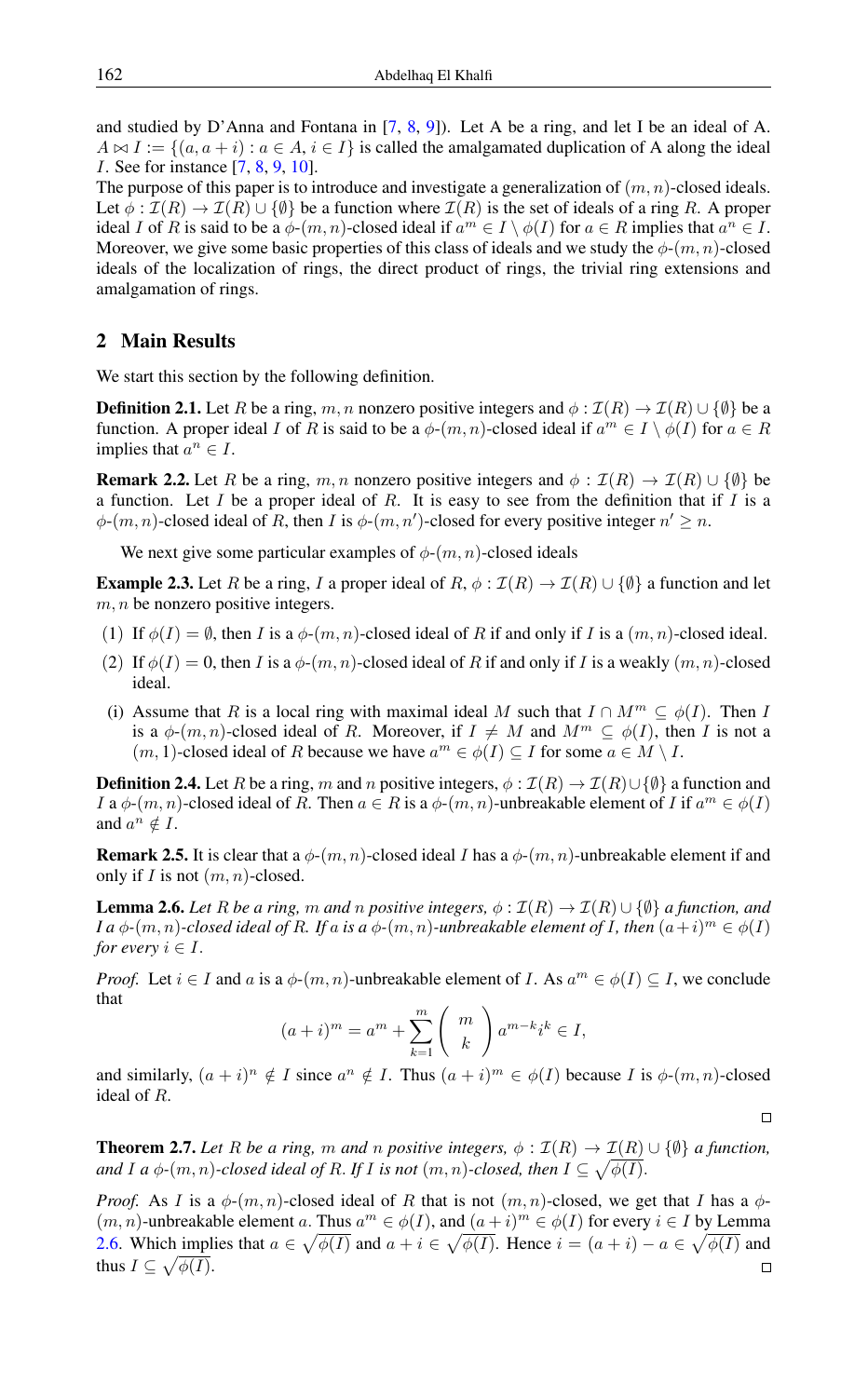and studied by D'Anna and Fontana in [7, 8, 9]). Let A be a ring, and let I be an ideal of A. $A \bowtie I := \{(a, a+i) : a \in A, i \in I\}$ is called the amalgamated duplication of A along the ideal $I$. See for instance [7, 8, 9, 10].

The purpose of this paper is to introduce and investigate a generalization of $(m,n)$-closed ideals. Let $\phi : \mathcal{I}(R) \to \mathcal{I}(R) \cup \{\emptyset\}$ be a function where $\mathcal{I}(R)$ is the set of ideals of a ring $R$. A proper ideal $I$ of $R$ is said to be a $\phi$-$(m,n)$-closed ideal if $a^m \in I \setminus \phi(I)$ for $a \in R$ implies that $a^n \in I$. Moreover, we give some basic properties of this class of ideals and we study the $\phi$-$(m,n)$-closed ideals of the localization of rings, the direct product of rings, the trivial ring extensions and amalgamation of rings.

## 2 Main Results

We start this section by the following definition.

**Definition 2.1.** Let $R$ be a ring, $m, n$ nonzero positive integers and $\phi : \mathcal{I}(R) \to \mathcal{I}(R) \cup \{\emptyset\}$ be a function. A proper ideal $I$ of $R$ is said to be a $\phi$-$(m,n)$-closed ideal if $a^m \in I \setminus \phi(I)$ for $a \in R$ implies that $a^n \in I$.

**Remark 2.2.** Let $R$ be a ring, $m, n$ nonzero positive integers and $\phi : \mathcal{I}(R) \to \mathcal{I}(R) \cup \{\emptyset\}$ be a function. Let $I$ be a proper ideal of $R$. It is easy to see from the definition that if $I$ is a $\phi$-$(m,n)$-closed ideal of $R$, then $I$ is $\phi$-$(m,n')$-closed for every positive integer $n' \geq n$.

We next give some particular examples of $\phi$-$(m,n)$-closed ideals

**Example 2.3.** Let $R$ be a ring, $I$ a proper ideal of $R$, $\phi : \mathcal{I}(R) \to \mathcal{I}(R) \cup \{\emptyset\}$ a function and let $m, n$ be nonzero positive integers.

(1) If $\phi(I) = \emptyset$, then $I$ is a $\phi$-$(m,n)$-closed ideal of $R$ if and only if $I$ is a $(m,n)$-closed ideal.

(2) If $\phi(I) = 0$, then $I$ is a $\phi$-$(m,n)$-closed ideal of $R$ if and only if $I$ is a weakly $(m,n)$-closed ideal.

(i) Assume that $R$ is a local ring with maximal ideal $M$ such that $I \cap M^m \subseteq \phi(I)$. Then $I$ is a $\phi$-$(m,n)$-closed ideal of $R$. Moreover, if $I \neq M$ and $M^m \subseteq \phi(I)$, then $I$ is not a $(m,1)$-closed ideal of $R$ because we have $a^m \in \phi(I) \subseteq I$ for some $a \in M \setminus I$.

**Definition 2.4.** Let $R$ be a ring, $m$ and $n$ positive integers, $\phi : \mathcal{I}(R) \to \mathcal{I}(R) \cup \{\emptyset\}$ a function and $I$ a $\phi$-$(m,n)$-closed ideal of $R$. Then $a \in R$ is a $\phi$-$(m,n)$-unbreakable element of $I$ if $a^m \in \phi(I)$ and $a^n \notin I$.

**Remark 2.5.** It is clear that a $\phi$-$(m,n)$-closed ideal $I$ has a $\phi$-$(m,n)$-unbreakable element if and only if $I$ is not $(m,n)$-closed.

**Lemma 2.6.** *Let $R$ be a ring, $m$ and $n$ positive integers, $\phi : \mathcal{I}(R) \to \mathcal{I}(R) \cup \{\emptyset\}$ a function, and $I$ a $\phi$-$(m,n)$-closed ideal of $R$. If $a$ is a $\phi$-$(m,n)$-unbreakable element of $I$, then $(a+i)^m \in \phi(I)$ for every $i \in I$.*

*Proof.* Let $i \in I$ and $a$ is a $\phi$-$(m,n)$-unbreakable element of $I$. As $a^m \in \phi(I) \subseteq I$, we conclude that

$$(a+i)^m = a^m + \sum_{k=1}^{m} \binom{m}{k} a^{m-k} i^k \in I,$$

and similarly, $(a+i)^n \notin I$ since $a^n \notin I$. Thus $(a+i)^m \in \phi(I)$ because $I$ is $\phi$-$(m,n)$-closed ideal of $R$. □

**Theorem 2.7.** *Let $R$ be a ring, $m$ and $n$ positive integers, $\phi : \mathcal{I}(R) \to \mathcal{I}(R) \cup \{\emptyset\}$ a function, and $I$ a $\phi$-$(m,n)$-closed ideal of $R$. If $I$ is not $(m,n)$-closed, then $I \subseteq \sqrt{\phi(I)}$.*

*Proof.* As $I$ is a $\phi$-$(m,n)$-closed ideal of $R$ that is not $(m,n)$-closed, we get that $I$ has a $\phi$-$(m,n)$-unbreakable element $a$. Thus $a^m \in \phi(I)$, and $(a+i)^m \in \phi(I)$ for every $i \in I$ by Lemma 2.6. Which implies that $a \in \sqrt{\phi(I)}$ and $a + i \in \sqrt{\phi(I)}$. Hence $i = (a+i) - a \in \sqrt{\phi(I)}$ and thus $I \subseteq \sqrt{\phi(I)}$. □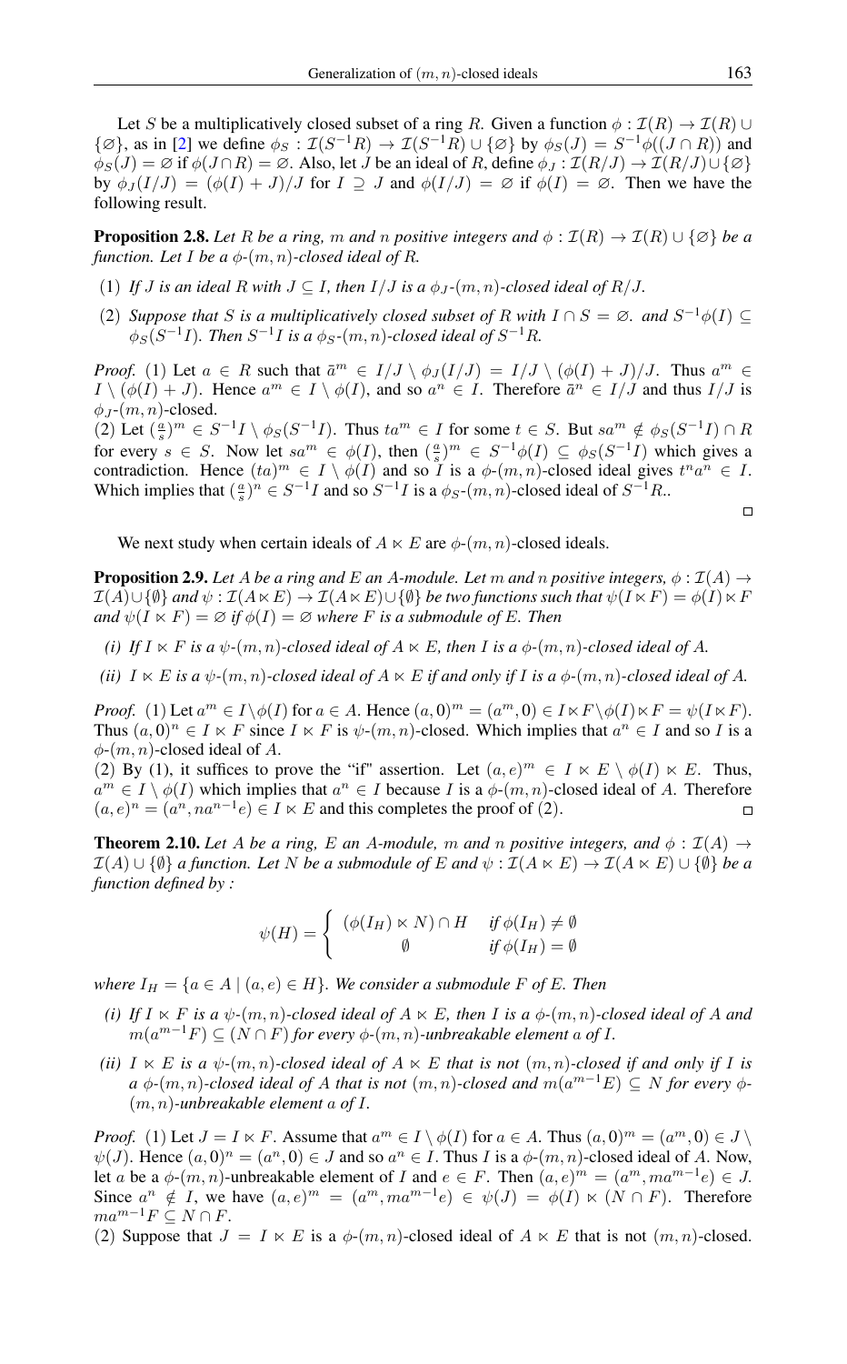Let $S$ be a multiplicatively closed subset of a ring $R$. Given a function $\phi : \mathcal{I}(R) \to \mathcal{I}(R) \cup \{\varnothing\}$, as in [2] we define $\phi_S : \mathcal{I}(S^{-1}R) \to \mathcal{I}(S^{-1}R) \cup \{\varnothing\}$ by $\phi_S(J) = S^{-1}\phi((J \cap R))$ and $\phi_S(J) = \varnothing$ if $\phi(J \cap R) = \varnothing$. Also, let $J$ be an ideal of $R$, define $\phi_J : \mathcal{I}(R/J) \to \mathcal{I}(R/J) \cup \{\varnothing\}$ by $\phi_J(I/J) = (\phi(I) + J)/J$ for $I \supseteq J$ and $\phi(I/J) = \varnothing$ if $\phi(I) = \varnothing$. Then we have the following result.

**Proposition 2.8.** *Let $R$ be a ring, $m$ and $n$ positive integers and $\phi : \mathcal{I}(R) \to \mathcal{I}(R) \cup \{\varnothing\}$ be a function. Let $I$ be a $\phi$-$(m,n)$-closed ideal of $R$.*

(1) *If $J$ is an ideal $R$ with $J \subseteq I$, then $I/J$ is a $\phi_J$-$(m,n)$-closed ideal of $R/J$.*

(2) *Suppose that $S$ is a multiplicatively closed subset of $R$ with $I \cap S = \varnothing$. and $S^{-1}\phi(I) \subseteq \phi_S(S^{-1}I)$. Then $S^{-1}I$ is a $\phi_S$-$(m,n)$-closed ideal of $S^{-1}R$.*

*Proof.* (1) Let $a \in R$ such that $\bar{a}^m \in I/J \setminus \phi_J(I/J) = I/J \setminus (\phi(I) + J)/J$. Thus $a^m \in I \setminus (\phi(I) + J)$. Hence $a^m \in I \setminus \phi(I)$, and so $a^n \in I$. Therefore $\bar{a}^n \in I/J$ and thus $I/J$ is $\phi_J$-$(m,n)$-closed.
(2) Let $(\frac{a}{s})^m \in S^{-1}I \setminus \phi_S(S^{-1}I)$. Thus $ta^m \in I$ for some $t \in S$. But $sa^m \notin \phi_S(S^{-1}I) \cap R$ for every $s \in S$. Now let $sa^m \in \phi(I)$, then $(\frac{a}{s})^m \in S^{-1}\phi(I) \subseteq \phi_S(S^{-1}I)$ which gives a contradiction. Hence $(ta)^m \in I \setminus \phi(I)$ and so $I$ is a $\phi$-$(m,n)$-closed ideal gives $t^n a^n \in I$. Which implies that $(\frac{a}{s})^n \in S^{-1}I$ and so $S^{-1}I$ is a $\phi_S$-$(m,n)$-closed ideal of $S^{-1}R$.. $\square$

We next study when certain ideals of $A \ltimes E$ are $\phi$-$(m,n)$-closed ideals.

**Proposition 2.9.** *Let $A$ be a ring and $E$ an $A$-module. Let $m$ and $n$ positive integers, $\phi : \mathcal{I}(A) \to \mathcal{I}(A) \cup \{\emptyset\}$ and $\psi : \mathcal{I}(A \ltimes E) \to \mathcal{I}(A \ltimes E) \cup \{\emptyset\}$ be two functions such that $\psi(I \ltimes F) = \phi(I) \ltimes F$ and $\psi(I \ltimes F) = \varnothing$ if $\phi(I) = \varnothing$ where $F$ is a submodule of $E$. Then*

*(i) If $I \ltimes F$ is a $\psi$-$(m,n)$-closed ideal of $A \ltimes E$, then $I$ is a $\phi$-$(m,n)$-closed ideal of $A$.*

*(ii) $I \ltimes E$ is a $\psi$-$(m,n)$-closed ideal of $A \ltimes E$ if and only if $I$ is a $\phi$-$(m,n)$-closed ideal of $A$.*

*Proof.* (1) Let $a^m \in I \setminus \phi(I)$ for $a \in A$. Hence $(a,0)^m = (a^m, 0) \in I \ltimes F \setminus \phi(I) \ltimes F = \psi(I \ltimes F)$. Thus $(a,0)^n \in I \ltimes F$ since $I \ltimes F$ is $\psi$-$(m,n)$-closed. Which implies that $a^n \in I$ and so $I$ is a $\phi$-$(m,n)$-closed ideal of $A$.
(2) By (1), it suffices to prove the "if" assertion. Let $(a,e)^m \in I \ltimes E \setminus \phi(I) \ltimes E$. Thus, $a^m \in I \setminus \phi(I)$ which implies that $a^n \in I$ because $I$ is a $\phi$-$(m,n)$-closed ideal of $A$. Therefore $(a,e)^n = (a^n, na^{n-1}e) \in I \ltimes E$ and this completes the proof of (2). $\square$

**Theorem 2.10.** *Let $A$ be a ring, $E$ an $A$-module, $m$ and $n$ positive integers, and $\phi : \mathcal{I}(A) \to \mathcal{I}(A) \cup \{\emptyset\}$ a function. Let $N$ be a submodule of $E$ and $\psi : \mathcal{I}(A \ltimes E) \to \mathcal{I}(A \ltimes E) \cup \{\emptyset\}$ be a function defined by :*

$$\psi(H) = \begin{cases} (\phi(I_H) \ltimes N) \cap H & \text{if } \phi(I_H) \neq \emptyset \\ \emptyset & \text{if } \phi(I_H) = \emptyset \end{cases}$$

*where $I_H = \{a \in A \mid (a,e) \in H\}$. We consider a submodule $F$ of $E$. Then*

*(i) If $I \ltimes F$ is a $\psi$-$(m,n)$-closed ideal of $A \ltimes E$, then $I$ is a $\phi$-$(m,n)$-closed ideal of $A$ and $m(a^{m-1}F) \subseteq (N \cap F)$ for every $\phi$-$(m,n)$-unbreakable element $a$ of $I$.*

*(ii) $I \ltimes E$ is a $\psi$-$(m,n)$-closed ideal of $A \ltimes E$ that is not $(m,n)$-closed if and only if $I$ is a $\phi$-$(m,n)$-closed ideal of $A$ that is not $(m,n)$-closed and $m(a^{m-1}E) \subseteq N$ for every $\phi$-$(m,n)$-unbreakable element $a$ of $I$.*

*Proof.* (1) Let $J = I \ltimes F$. Assume that $a^m \in I \setminus \phi(I)$ for $a \in A$. Thus $(a,0)^m = (a^m, 0) \in J \setminus \psi(J)$. Hence $(a,0)^n = (a^n, 0) \in J$ and so $a^n \in I$. Thus $I$ is a $\phi$-$(m,n)$-closed ideal of $A$. Now, let $a$ be a $\phi$-$(m,n)$-unbreakable element of $I$ and $e \in F$. Then $(a,e)^m = (a^m, ma^{m-1}e) \in J$. Since $a^n \notin I$, we have $(a,e)^m = (a^m, ma^{m-1}e) \in \psi(J) = \phi(I) \ltimes (N \cap F)$. Therefore $ma^{m-1}F \subseteq N \cap F$.
(2) Suppose that $J = I \ltimes E$ is a $\phi$-$(m,n)$-closed ideal of $A \ltimes E$ that is not $(m,n)$-closed.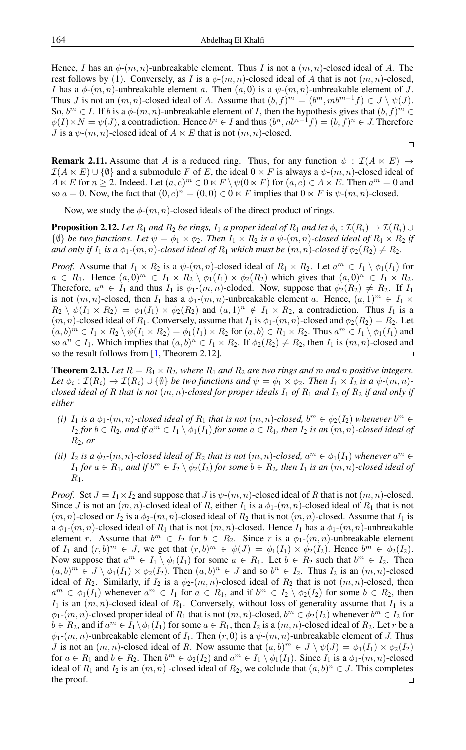Hence, $I$ has an $\phi$-$(m,n)$-unbreakable element. Thus $I$ is not a $(m,n)$-closed ideal of $A$. The rest follows by (1). Conversely, as $I$ is a $\phi$-$(m,n)$-closed ideal of $A$ that is not $(m,n)$-closed, $I$ has a $\phi$-$(m,n)$-unbreakable element $a$. Then $(a,0)$ is a $\psi$-$(m,n)$-unbreakable element of $J$. Thus $J$ is not an $(m,n)$-closed ideal of $A$. Assume that $(b,f)^m = (b^m, mb^{m-1}f) \in J \setminus \psi(J)$. So, $b^m \in I$. If $b$ is a $\phi$-$(m,n)$-unbreakable element of $I$, then the hypothesis gives that $(b,f)^m \in \phi(I) \ltimes N = \psi(J)$, a contradiction. Hence $b^n \in I$ and thus $(b^n, nb^{n-1}f) = (b,f)^n \in J$. Therefore $J$ is a $\psi$-$(m,n)$-closed ideal of $A \ltimes E$ that is not $(m,n)$-closed. ∎

**Remark 2.11.** Assume that $A$ is a reduced ring. Thus, for any function $\psi : \mathcal{I}(A \ltimes E) \to \mathcal{I}(A \ltimes E) \cup \{\emptyset\}$ and a submodule $F$ of $E$, the ideal $0 \ltimes F$ is always a $\psi$-$(m,n)$-closed ideal of $A \ltimes E$ for $n \geq 2$. Indeed. Let $(a,e)^m \in 0 \ltimes F \setminus \psi(0 \ltimes F)$ for $(a,e) \in A \ltimes E$. Then $a^m = 0$ and so $a = 0$. Now, the fact that $(0,e)^n = (0,0) \in 0 \ltimes F$ implies that $0 \ltimes F$ is $\psi$-$(m,n)$-closed.

Now, we study the $\phi$-$(m,n)$-closed ideals of the direct product of rings.

**Proposition 2.12.** *Let $R_1$ and $R_2$ be rings, $I_1$ a proper ideal of $R_1$ and let $\phi_i : \mathcal{I}(R_i) \to \mathcal{I}(R_i) \cup \{\emptyset\}$ be two functions. Let $\psi = \phi_1 \times \phi_2$. Then $I_1 \times R_2$ is a $\psi$-$(m,n)$-closed ideal of $R_1 \times R_2$ if and only if $I_1$ is a $\phi_1$-$(m,n)$-closed ideal of $R_1$ which must be $(m,n)$-closed if $\phi_2(R_2) \neq R_2$.*

*Proof.* Assume that $I_1 \times R_2$ is a $\psi$-$(m,n)$-closed ideal of $R_1 \times R_2$. Let $a^m \in I_1 \setminus \phi_1(I_1)$ for $a \in R_1$. Hence $(a,0)^m \in I_1 \times R_2 \setminus \phi_1(I_1) \times \phi_2(R_2)$ which gives that $(a,0)^n \in I_1 \times R_2$. Therefore, $a^n \in I_1$ and thus $I_1$ is $\phi_1$-$(m,n)$-cloded. Now, suppose that $\phi_2(R_2) \neq R_2$. If $I_1$ is not $(m,n)$-closed, then $I_1$ has a $\phi_1$-$(m,n)$-unbreakable element $a$. Hence, $(a,1)^m \in I_1 \times R_2 \setminus \psi(I_1 \times R_2) = \phi_1(I_1) \times \phi_2(R_2)$ and $(a,1)^n \notin I_1 \times R_2$, a contradiction. Thus $I_1$ is a $(m,n)$-closed ideal of $R_1$. Conversely, assume that $I_1$ is $\phi_1$-$(m,n)$-closed and $\phi_2(R_2) = R_2$. Let $(a,b)^m \in I_1 \times R_2 \setminus \psi(I_1 \times R_2) = \phi_1(I_1) \times R_2$ for $(a,b) \in R_1 \times R_2$. Thus $a^m \in I_1 \setminus \phi_1(I_1)$ and so $a^n \in I_1$. Which implies that $(a,b)^n \in I_1 \times R_2$. If $\phi_2(R_2) \neq R_2$, then $I_1$ is $(m,n)$-closed and so the result follows from [1, Theorem 2.12]. ∎

**Theorem 2.13.** *Let $R = R_1 \times R_2$, where $R_1$ and $R_2$ are two rings and $m$ and $n$ positive integers. Let $\phi_i : \mathcal{I}(R_i) \to \mathcal{I}(R_i) \cup \{\emptyset\}$ be two functions and $\psi = \phi_1 \times \phi_2$. Then $I_1 \times I_2$ is a $\psi$-$(m,n)$-closed ideal of $R$ that is not $(m,n)$-closed for proper ideals $I_1$ of $R_1$ and $I_2$ of $R_2$ if and only if either*

- *(i) $I_1$ is a $\phi_1$-$(m,n)$-closed ideal of $R_1$ that is not $(m,n)$-closed, $b^m \in \phi_2(I_2)$ whenever $b^m \in I_2$ for $b \in R_2$, and if $a^m \in I_1 \setminus \phi_1(I_1)$ for some $a \in R_1$, then $I_2$ is an $(m,n)$-closed ideal of $R_2$, or*
- *(ii) $I_2$ is a $\phi_2$-$(m,n)$-closed ideal of $R_2$ that is not $(m,n)$-closed, $a^m \in \phi_1(I_1)$ whenever $a^m \in I_1$ for $a \in R_1$, and if $b^m \in I_2 \setminus \phi_2(I_2)$ for some $b \in R_2$, then $I_1$ is an $(m,n)$-closed ideal of $R_1$.*

*Proof.* Set $J = I_1 \times I_2$ and suppose that $J$ is $\psi$-$(m,n)$-closed ideal of $R$ that is not $(m,n)$-closed. Since $J$ is not an $(m,n)$-closed ideal of $R$, either $I_1$ is a $\phi_1$-$(m,n)$-closed ideal of $R_1$ that is not $(m,n)$-closed or $I_2$ is a $\phi_2$-$(m,n)$-closed ideal of $R_2$ that is not $(m,n)$-closed. Assume that $I_1$ is a $\phi_1$-$(m,n)$-closed ideal of $R_1$ that is not $(m,n)$-closed. Hence $I_1$ has a $\phi_1$-$(m,n)$-unbreakable element $r$. Assume that $b^m \in I_2$ for $b \in R_2$. Since $r$ is a $\phi_1$-$(m,n)$-unbreakable element of $I_1$ and $(r,b)^m \in J$, we get that $(r,b)^m \in \psi(J) = \phi_1(I_1) \times \phi_2(I_2)$. Hence $b^m \in \phi_2(I_2)$. Now suppose that $a^m \in I_1 \setminus \phi_1(I_1)$ for some $a \in R_1$. Let $b \in R_2$ such that $b^m \in I_2$. Then $(a,b)^m \in J \setminus \phi_1(I_1) \times \phi_2(I_2)$. Then $(a,b)^n \in J$ and so $b^n \in I_2$. Thus $I_2$ is an $(m,n)$-closed ideal of $R_2$. Similarly, if $I_2$ is a $\phi_2$-$(m,n)$-closed ideal of $R_2$ that is not $(m,n)$-closed, then $a^m \in \phi_1(I_1)$ whenever $a^m \in I_1$ for $a \in R_1$, and if $b^m \in I_2 \setminus \phi_2(I_2)$ for some $b \in R_2$, then $I_1$ is an $(m,n)$-closed ideal of $R_1$. Conversely, without loss of generality assume that $I_1$ is a $\phi_1$-$(m,n)$-closed proper ideal of $R_1$ that is not $(m,n)$-closed, $b^m \in \phi_2(I_2)$ whenever $b^m \in I_2$ for $b \in R_2$, and if $a^m \in I_1 \setminus \phi_1(I_1)$ for some $a \in R_1$, then $I_2$ is a $(m,n)$-closed ideal of $R_2$. Let $r$ be a $\phi_1$-$(m,n)$-unbreakable element of $I_1$. Then $(r,0)$ is a $\psi$-$(m,n)$-unbreakable element of $J$. Thus $J$ is not an $(m,n)$-closed ideal of $R$. Now assume that $(a,b)^m \in J \setminus \psi(J) = \phi_1(I_1) \times \phi_2(I_2)$ for $a \in R_1$ and $b \in R_2$. Then $b^m \in \phi_2(I_2)$ and $a^m \in I_1 \setminus \phi_1(I_1)$. Since $I_1$ is a $\phi_1$-$(m,n)$-closed ideal of $R_1$ and $I_2$ is an $(m,n)$ -closed ideal of $R_2$, we colclude that $(a,b)^n \in J$. This completes the proof. ∎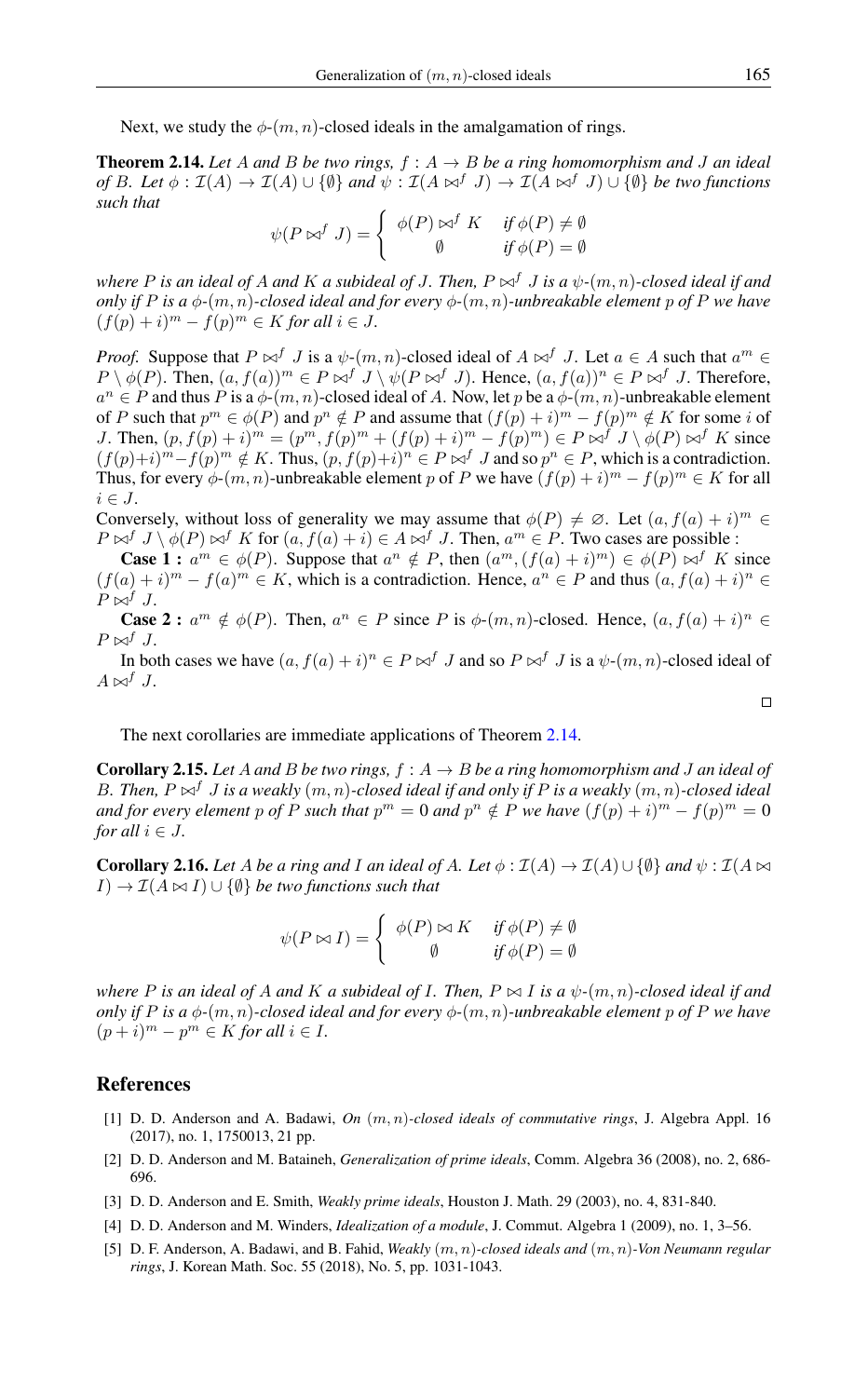Next, we study the $\phi$-$(m,n)$-closed ideals in the amalgamation of rings.

**Theorem 2.14.** *Let $A$ and $B$ be two rings, $f : A \to B$ be a ring homomorphism and $J$ an ideal of $B$. Let $\phi : \mathcal{I}(A) \to \mathcal{I}(A) \cup \{\emptyset\}$ and $\psi : \mathcal{I}(A \bowtie^f J) \to \mathcal{I}(A \bowtie^f J) \cup \{\emptyset\}$ be two functions such that*

$$\psi(P \bowtie^f J) = \begin{cases} \phi(P) \bowtie^f K & \text{if } \phi(P) \neq \emptyset \\ \emptyset & \text{if } \phi(P) = \emptyset \end{cases}$$

*where $P$ is an ideal of $A$ and $K$ a subideal of $J$. Then, $P \bowtie^f J$ is a $\psi$-$(m,n)$-closed ideal if and only if $P$ is a $\phi$-$(m,n)$-closed ideal and for every $\phi$-$(m,n)$-unbreakable element $p$ of $P$ we have $(f(p)+i)^m - f(p)^m \in K$ for all $i \in J$.*

*Proof.* Suppose that $P \bowtie^f J$ is a $\psi$-$(m,n)$-closed ideal of $A \bowtie^f J$. Let $a \in A$ such that $a^m \in P \setminus \phi(P)$. Then, $(a, f(a))^m \in P \bowtie^f J \setminus \psi(P \bowtie^f J)$. Hence, $(a, f(a))^n \in P \bowtie^f J$. Therefore, $a^n \in P$ and thus $P$ is a $\phi$-$(m,n)$-closed ideal of $A$. Now, let $p$ be a $\phi$-$(m,n)$-unbreakable element of $P$ such that $p^m \in \phi(P)$ and $p^n \notin P$ and assume that $(f(p)+i)^m - f(p)^m \notin K$ for some $i$ of $J$. Then, $(p, f(p)+i)^m = (p^m, f(p)^m + (f(p)+i)^m - f(p)^m) \in P \bowtie^f J \setminus \phi(P) \bowtie^f K$ since $(f(p)+i)^m - f(p)^m \notin K$. Thus, $(p, f(p)+i)^n \in P \bowtie^f J$ and so $p^n \in P$, which is a contradiction. Thus, for every $\phi$-$(m,n)$-unbreakable element $p$ of $P$ we have $(f(p)+i)^m - f(p)^m \in K$ for all $i \in J$.

Conversely, without loss of generality we may assume that $\phi(P) \neq \varnothing$. Let $(a, f(a)+i)^m \in P \bowtie^f J \setminus \phi(P) \bowtie^f K$ for $(a, f(a)+i) \in A \bowtie^f J$. Then, $a^m \in P$. Two cases are possible :

**Case 1 :** $a^m \in \phi(P)$. Suppose that $a^n \notin P$, then $(a^m, (f(a)+i)^m) \in \phi(P) \bowtie^f K$ since $(f(a)+i)^m - f(a)^m \in K$, which is a contradiction. Hence, $a^n \in P$ and thus $(a, f(a)+i)^n \in P \bowtie^f J$.

**Case 2 :** $a^m \notin \phi(P)$. Then, $a^n \in P$ since $P$ is $\phi$-$(m,n)$-closed. Hence, $(a, f(a)+i)^n \in P \bowtie^f J$.

In both cases we have $(a, f(a)+i)^n \in P \bowtie^f J$ and so $P \bowtie^f J$ is a $\psi$-$(m,n)$-closed ideal of $A \bowtie^f J$.

□

The next corollaries are immediate applications of Theorem 2.14.

**Corollary 2.15.** *Let $A$ and $B$ be two rings, $f : A \to B$ be a ring homomorphism and $J$ an ideal of $B$. Then, $P \bowtie^f J$ is a weakly $(m,n)$-closed ideal if and only if $P$ is a weakly $(m,n)$-closed ideal and for every element $p$ of $P$ such that $p^m = 0$ and $p^n \notin P$ we have $(f(p)+i)^m - f(p)^m = 0$ for all $i \in J$.*

**Corollary 2.16.** *Let $A$ be a ring and $I$ an ideal of $A$. Let $\phi : \mathcal{I}(A) \to \mathcal{I}(A) \cup \{\emptyset\}$ and $\psi : \mathcal{I}(A \bowtie I) \to \mathcal{I}(A \bowtie I) \cup \{\emptyset\}$ be two functions such that*

$$\psi(P \bowtie I) = \begin{cases} \phi(P) \bowtie K & \text{if } \phi(P) \neq \emptyset \\ \emptyset & \text{if } \phi(P) = \emptyset \end{cases}$$

*where $P$ is an ideal of $A$ and $K$ a subideal of $I$. Then, $P \bowtie I$ is a $\psi$-$(m,n)$-closed ideal if and only if $P$ is a $\phi$-$(m,n)$-closed ideal and for every $\phi$-$(m,n)$-unbreakable element $p$ of $P$ we have $(p+i)^m - p^m \in K$ for all $i \in I$.*

## References

[1] D. D. Anderson and A. Badawi, *On $(m,n)$-closed ideals of commutative rings*, J. Algebra Appl. 16 (2017), no. 1, 1750013, 21 pp.

[2] D. D. Anderson and M. Bataineh, *Generalization of prime ideals*, Comm. Algebra 36 (2008), no. 2, 686-696.

[3] D. D. Anderson and E. Smith, *Weakly prime ideals*, Houston J. Math. 29 (2003), no. 4, 831-840.

[4] D. D. Anderson and M. Winders, *Idealization of a module*, J. Commut. Algebra 1 (2009), no. 1, 3–56.

[5] D. F. Anderson, A. Badawi, and B. Fahid, *Weakly $(m,n)$-closed ideals and $(m,n)$-Von Neumann regular rings*, J. Korean Math. Soc. 55 (2018), No. 5, pp. 1031-1043.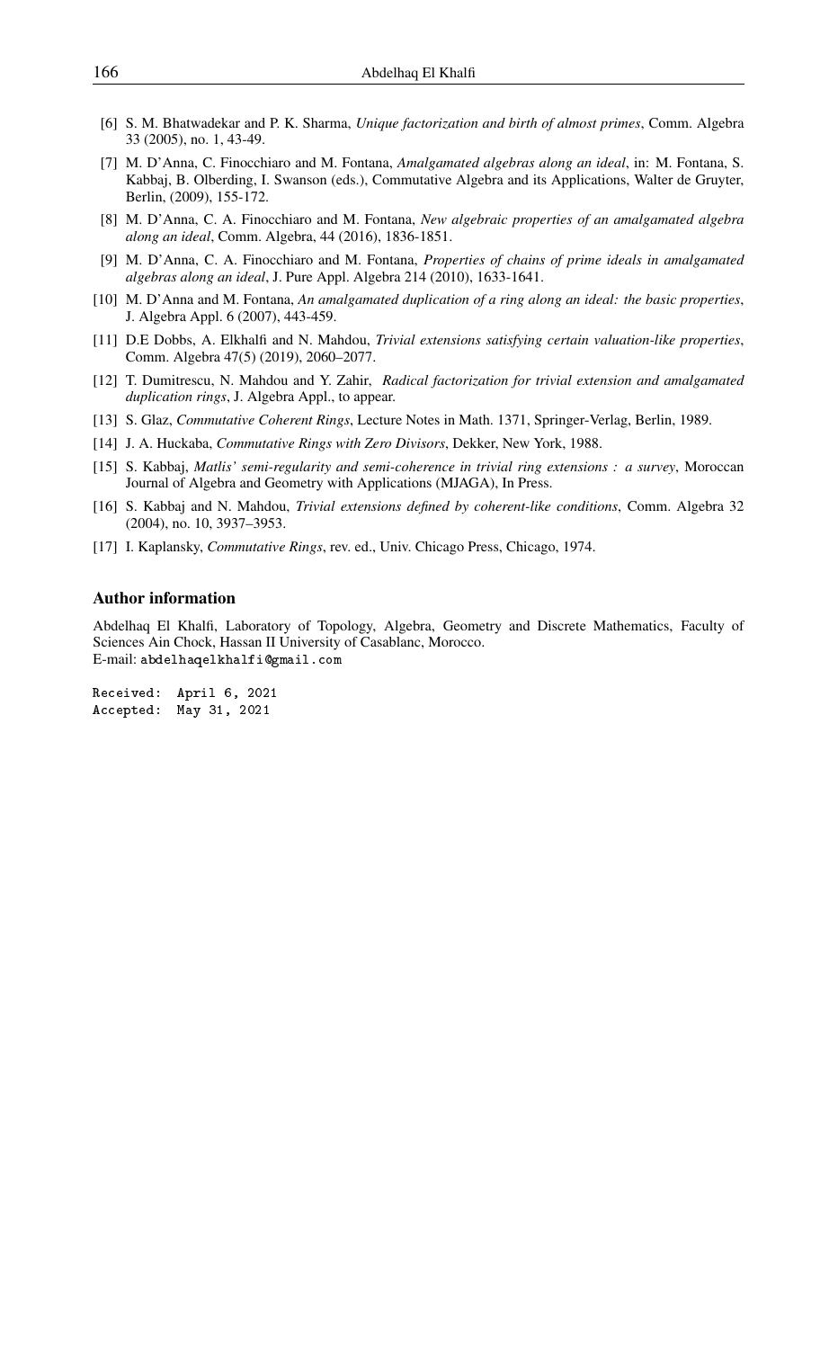[6] S. M. Bhatwadekar and P. K. Sharma, *Unique factorization and birth of almost primes*, Comm. Algebra 33 (2005), no. 1, 43-49.

[7] M. D'Anna, C. Finocchiaro and M. Fontana, *Amalgamated algebras along an ideal*, in: M. Fontana, S. Kabbaj, B. Olberding, I. Swanson (eds.), Commutative Algebra and its Applications, Walter de Gruyter, Berlin, (2009), 155-172.

[8] M. D'Anna, C. A. Finocchiaro and M. Fontana, *New algebraic properties of an amalgamated algebra along an ideal*, Comm. Algebra, 44 (2016), 1836-1851.

[9] M. D'Anna, C. A. Finocchiaro and M. Fontana, *Properties of chains of prime ideals in amalgamated algebras along an ideal*, J. Pure Appl. Algebra 214 (2010), 1633-1641.

[10] M. D'Anna and M. Fontana, *An amalgamated duplication of a ring along an ideal: the basic properties*, J. Algebra Appl. 6 (2007), 443-459.

[11] D.E Dobbs, A. Elkhalfi and N. Mahdou, *Trivial extensions satisfying certain valuation-like properties*, Comm. Algebra 47(5) (2019), 2060–2077.

[12] T. Dumitrescu, N. Mahdou and Y. Zahir, *Radical factorization for trivial extension and amalgamated duplication rings*, J. Algebra Appl., to appear.

[13] S. Glaz, *Commutative Coherent Rings*, Lecture Notes in Math. 1371, Springer-Verlag, Berlin, 1989.

[14] J. A. Huckaba, *Commutative Rings with Zero Divisors*, Dekker, New York, 1988.

[15] S. Kabbaj, *Matlis' semi-regularity and semi-coherence in trivial ring extensions : a survey*, Moroccan Journal of Algebra and Geometry with Applications (MJAGA), In Press.

[16] S. Kabbaj and N. Mahdou, *Trivial extensions defined by coherent-like conditions*, Comm. Algebra 32 (2004), no. 10, 3937–3953.

[17] I. Kaplansky, *Commutative Rings*, rev. ed., Univ. Chicago Press, Chicago, 1974.

### Author information

Abdelhaq El Khalfi, Laboratory of Topology, Algebra, Geometry and Discrete Mathematics, Faculty of Sciences Ain Chock, Hassan II University of Casablanc, Morocco.
E-mail: abdelhaqelkhalfi@gmail.com

Received: April 6, 2021
Accepted: May 31, 2021